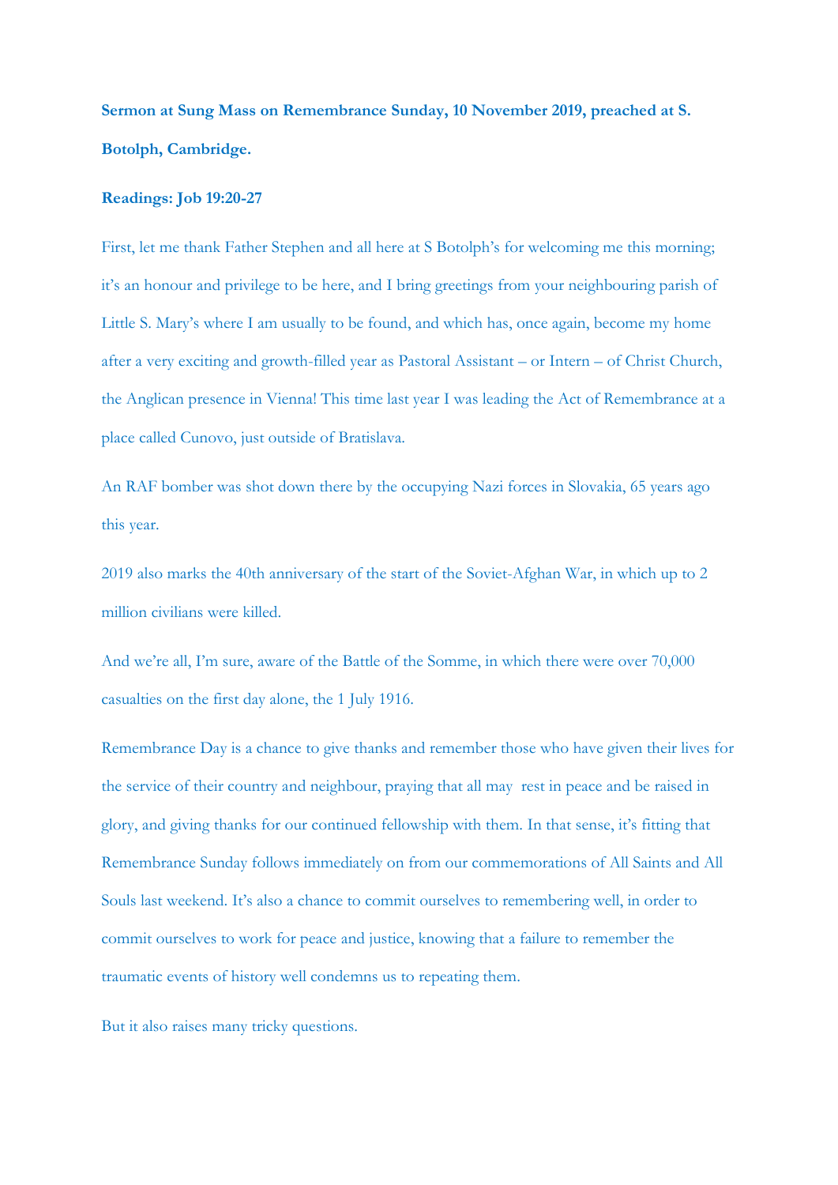**Sermon at Sung Mass on Remembrance Sunday, 10 November 2019, preached at S. Botolph, Cambridge.**

**Readings: Job 19:20-27**

First, let me thank Father Stephen and all here at S Botolph's for welcoming me this morning; it's an honour and privilege to be here, and I bring greetings from your neighbouring parish of Little S. Mary's where I am usually to be found, and which has, once again, become my home after a very exciting and growth-filled year as Pastoral Assistant – or Intern – of Christ Church, the Anglican presence in Vienna! This time last year I was leading the Act of Remembrance at a place called Cunovo, just outside of Bratislava.

An RAF bomber was shot down there by the occupying Nazi forces in Slovakia, 65 years ago this year.

2019 also marks the 40th anniversary of the start of the Soviet-Afghan War, in which up to 2 million civilians were killed.

And we're all, I'm sure, aware of the Battle of the Somme, in which there were over 70,000 casualties on the first day alone, the 1 July 1916.

Remembrance Day is a chance to give thanks and remember those who have given their lives for the service of their country and neighbour, praying that all may rest in peace and be raised in glory, and giving thanks for our continued fellowship with them. In that sense, it's fitting that Remembrance Sunday follows immediately on from our commemorations of All Saints and All Souls last weekend. It's also a chance to commit ourselves to remembering well, in order to commit ourselves to work for peace and justice, knowing that a failure to remember the traumatic events of history well condemns us to repeating them.

But it also raises many tricky questions.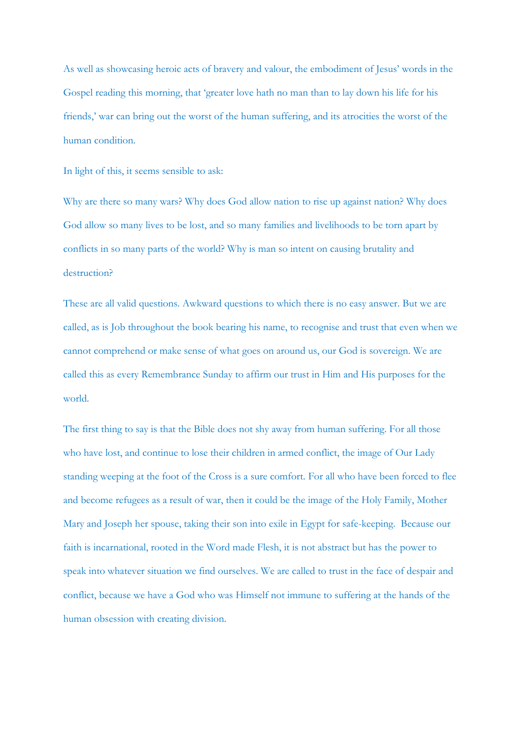As well as showcasing heroic acts of bravery and valour, the embodiment of Jesus' words in the Gospel reading this morning, that 'greater love hath no man than to lay down his life for his friends,' war can bring out the worst of the human suffering, and its atrocities the worst of the human condition.

In light of this, it seems sensible to ask:

Why are there so many wars? Why does God allow nation to rise up against nation? Why does God allow so many lives to be lost, and so many families and livelihoods to be torn apart by conflicts in so many parts of the world? Why is man so intent on causing brutality and destruction?

These are all valid questions. Awkward questions to which there is no easy answer. But we are called, as is Job throughout the book bearing his name, to recognise and trust that even when we cannot comprehend or make sense of what goes on around us, our God is sovereign. We are called this as every Remembrance Sunday to affirm our trust in Him and His purposes for the world.

The first thing to say is that the Bible does not shy away from human suffering. For all those who have lost, and continue to lose their children in armed conflict, the image of Our Lady standing weeping at the foot of the Cross is a sure comfort. For all who have been forced to flee and become refugees as a result of war, then it could be the image of the Holy Family, Mother Mary and Joseph her spouse, taking their son into exile in Egypt for safe-keeping. Because our faith is incarnational, rooted in the Word made Flesh, it is not abstract but has the power to speak into whatever situation we find ourselves. We are called to trust in the face of despair and conflict, because we have a God who was Himself not immune to suffering at the hands of the human obsession with creating division.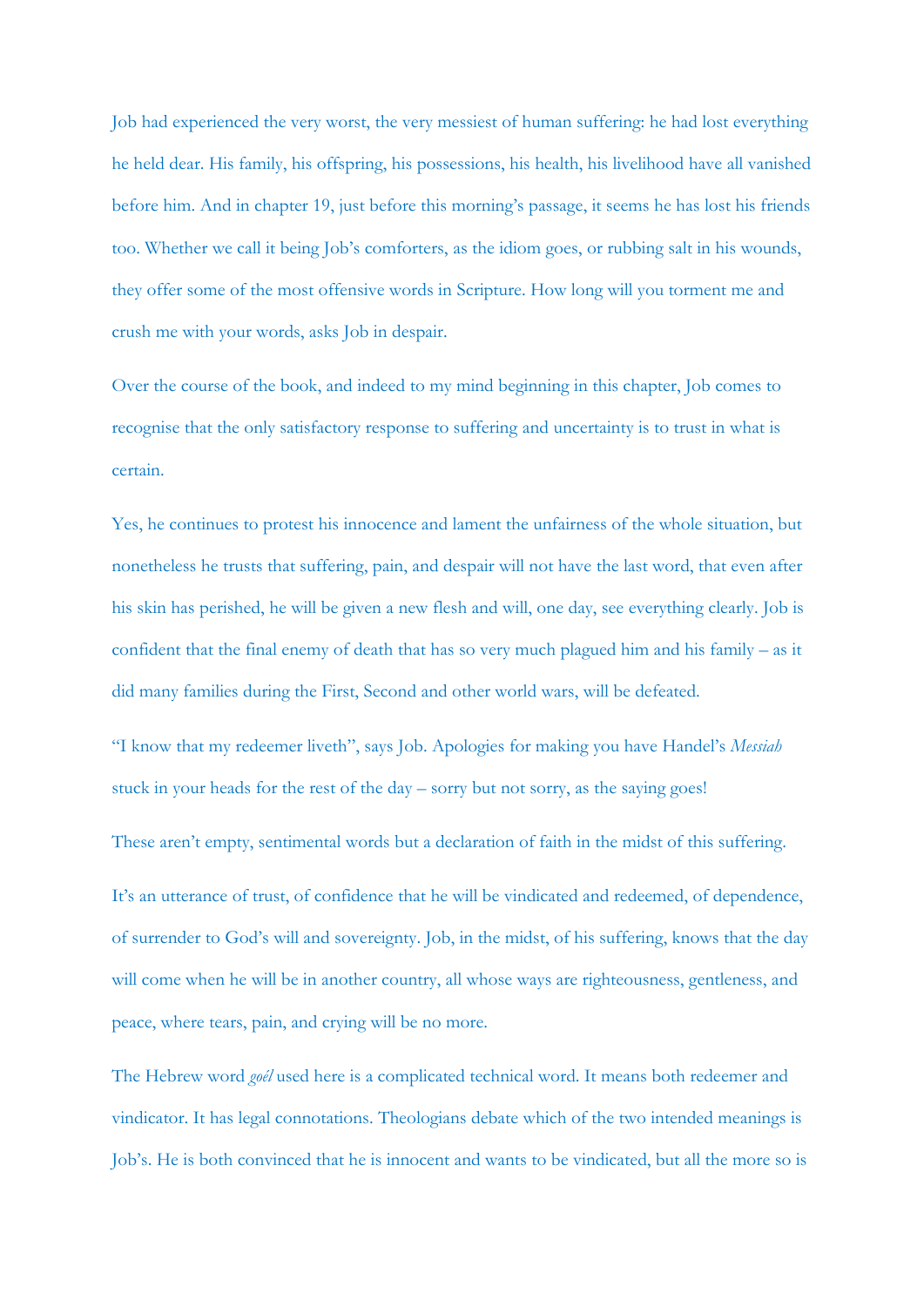Job had experienced the very worst, the very messiest of human suffering: he had lost everything he held dear. His family, his offspring, his possessions, his health, his livelihood have all vanished before him. And in chapter 19, just before this morning's passage, it seems he has lost his friends too. Whether we call it being Job's comforters, as the idiom goes, or rubbing salt in his wounds, they offer some of the most offensive words in Scripture. How long will you torment me and crush me with your words, asks Job in despair.

Over the course of the book, and indeed to my mind beginning in this chapter, Job comes to recognise that the only satisfactory response to suffering and uncertainty is to trust in what is certain.

Yes, he continues to protest his innocence and lament the unfairness of the whole situation, but nonetheless he trusts that suffering, pain, and despair will not have the last word, that even after his skin has perished, he will be given a new flesh and will, one day, see everything clearly. Job is confident that the final enemy of death that has so very much plagued him and his family – as it did many families during the First, Second and other world wars, will be defeated.

"I know that my redeemer liveth", says Job. Apologies for making you have Handel's *Messiah* stuck in your heads for the rest of the day – sorry but not sorry, as the saying goes!

These aren't empty, sentimental words but a declaration of faith in the midst of this suffering.

It's an utterance of trust, of confidence that he will be vindicated and redeemed, of dependence, of surrender to God's will and sovereignty. Job, in the midst, of his suffering, knows that the day will come when he will be in another country, all whose ways are righteousness, gentleness, and peace, where tears, pain, and crying will be no more.

The Hebrew word *goél* used here is a complicated technical word. It means both redeemer and vindicator. It has legal connotations. Theologians debate which of the two intended meanings is Job's. He is both convinced that he is innocent and wants to be vindicated, but all the more so is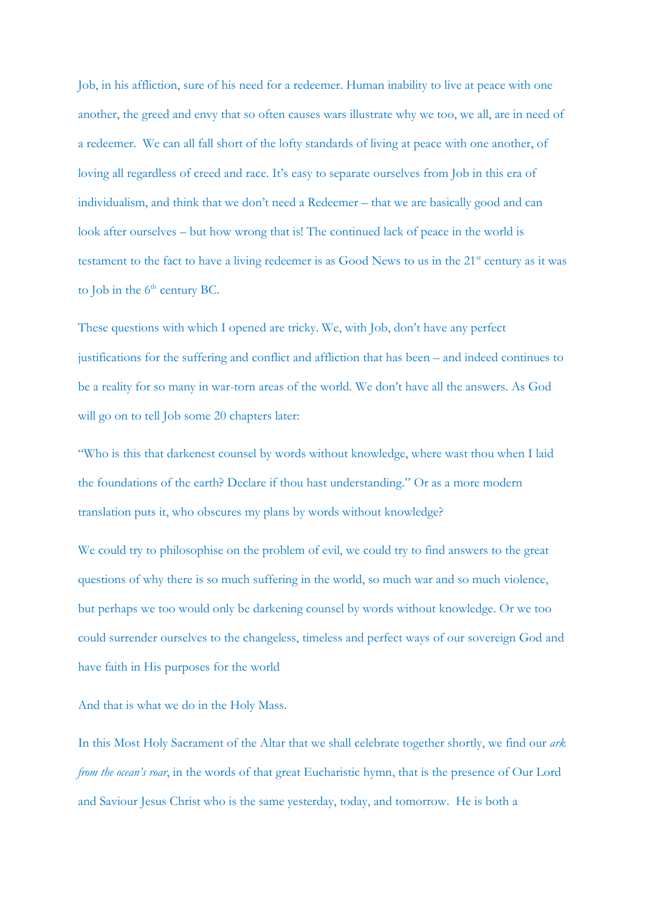Job, in his affliction, sure of his need for a redeemer. Human inability to live at peace with one another, the greed and envy that so often causes wars illustrate why we too, we all, are in need of a redeemer. We can all fall short of the lofty standards of living at peace with one another, of loving all regardless of creed and race. It's easy to separate ourselves from Job in this era of individualism, and think that we don't need a Redeemer – that we are basically good and can look after ourselves – but how wrong that is! The continued lack of peace in the world is testament to the fact to have a living redeemer is as Good News to us in the 21st century as it was to Job in the 6th century BC.

These questions with which I opened are tricky. We, with Job, don't have any perfect justifications for the suffering and conflict and affliction that has been – and indeed continues to be a reality for so many in war-torn areas of the world. We don't have all the answers. As God will go on to tell Job some 20 chapters later:

"Who is this that darkenest counsel by words without knowledge, where wast thou when I laid the foundations of the earth? Declare if thou hast understanding." Or as a more modern translation puts it, who obscures my plans by words without knowledge?

We could try to philosophise on the problem of evil, we could try to find answers to the great questions of why there is so much suffering in the world, so much war and so much violence, but perhaps we too would only be darkening counsel by words without knowledge. Or we too could surrender ourselves to the changeless, timeless and perfect ways of our sovereign God and have faith in His purposes for the world

And that is what we do in the Holy Mass.

In this Most Holy Sacrament of the Altar that we shall celebrate together shortly, we find our *ark from the ocean's roar*, in the words of that great Eucharistic hymn, that is the presence of Our Lord and Saviour Jesus Christ who is the same yesterday, today, and tomorrow. He is both a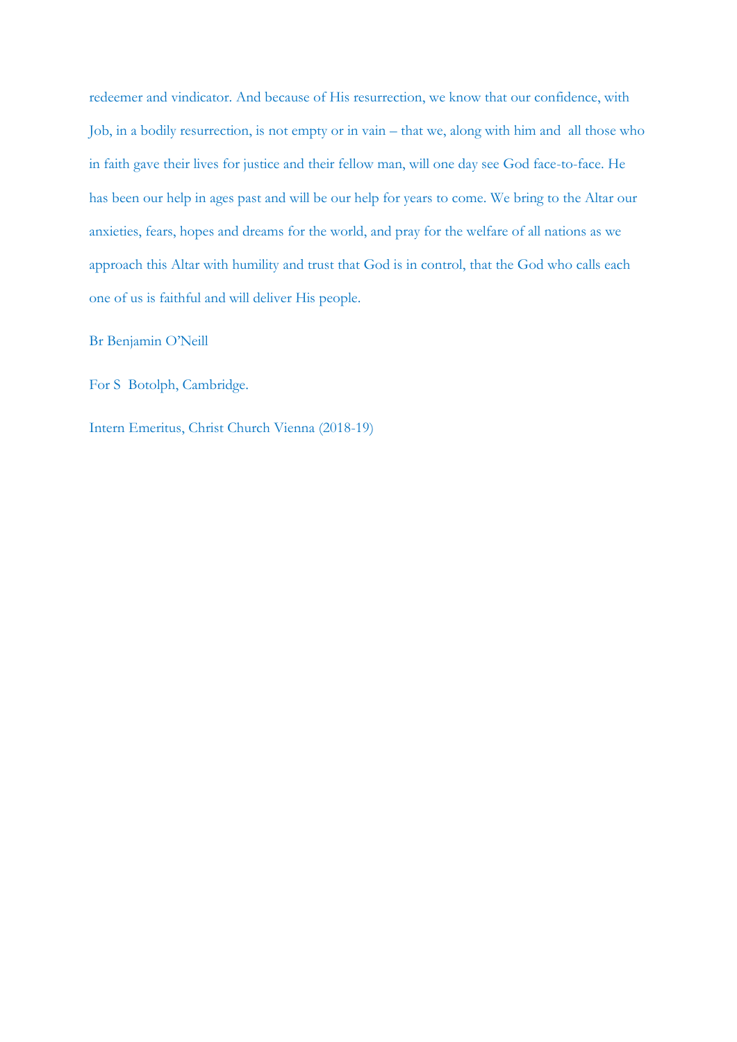redeemer and vindicator. And because of His resurrection, we know that our confidence, with Job, in a bodily resurrection, is not empty or in vain – that we, along with him and all those who in faith gave their lives for justice and their fellow man, will one day see God face-to-face. He has been our help in ages past and will be our help for years to come. We bring to the Altar our anxieties, fears, hopes and dreams for the world, and pray for the welfare of all nations as we approach this Altar with humility and trust that God is in control, that the God who calls each one of us is faithful and will deliver His people.

Br Benjamin O'Neill

For S Botolph, Cambridge.

Intern Emeritus, Christ Church Vienna (2018-19)